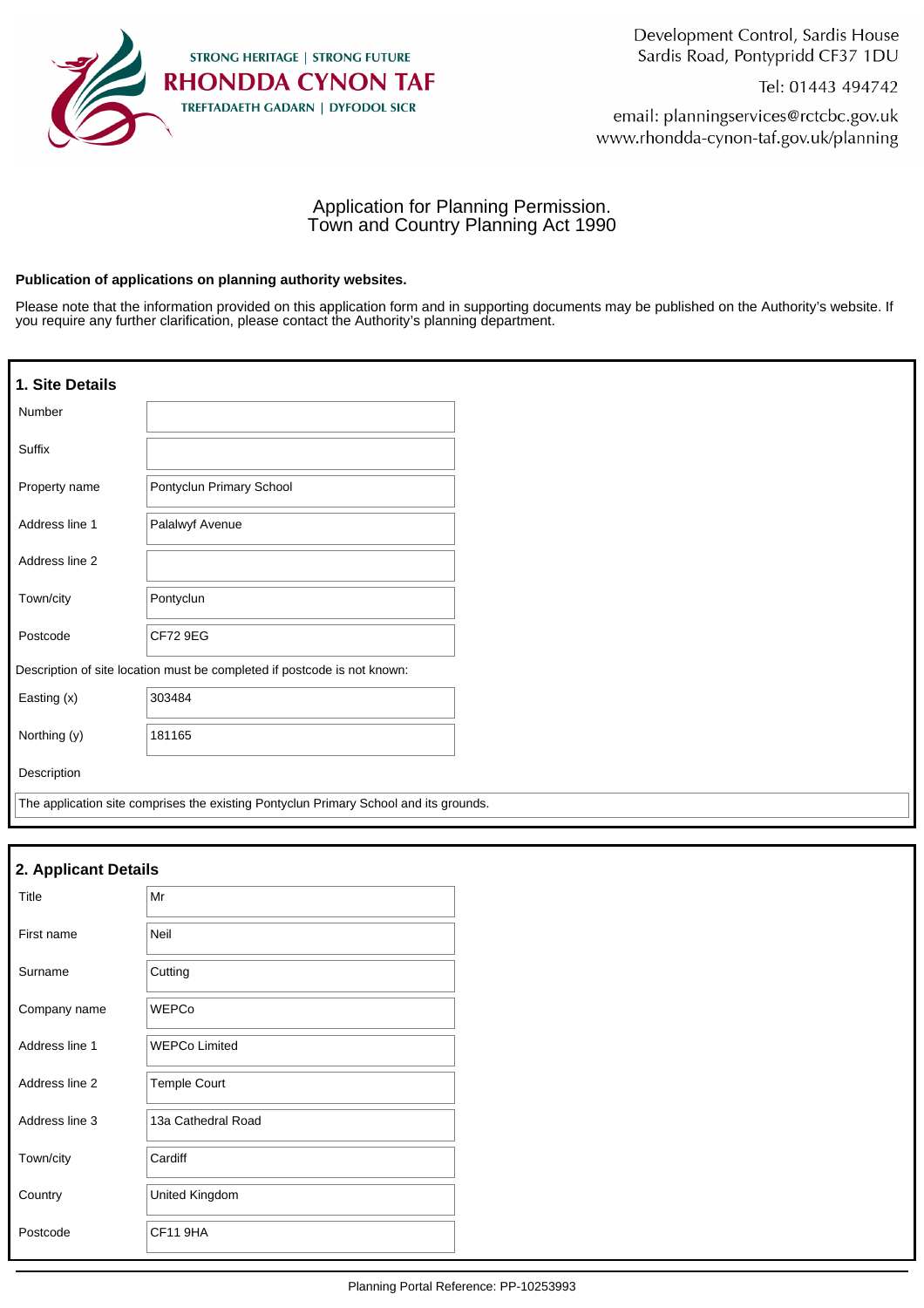STRONG HERITAGE | STRONG FUTURE
**RHONDDA CYNON TAF**
TREFTADAETH GADARN | DYFODOL SICR

Development Control, Sardis House
Sardis Road, Pontypridd CF37 1DU

Tel: 01443 494742

email: planningservices@rctcbc.gov.uk
www.rhondda-cynon-taf.gov.uk/planning

# Application for Planning Permission.
# Town and Country Planning Act 1990

**Publication of applications on planning authority websites.**

Please note that the information provided on this application form and in supporting documents may be published on the Authority's website. If you require any further clarification, please contact the Authority's planning department.

## 1. Site Details

| | |
|---|---|
| Number | |
| Suffix | |
| Property name | Pontyclun Primary School |
| Address line 1 | Palalwyf Avenue |
| Address line 2 | |
| Town/city | Pontyclun |
| Postcode | CF72 9EG |

Description of site location must be completed if postcode is not known:

| | |
|---|---|
| Easting (x) | 303484 |
| Northing (y) | 181165 |

Description

The application site comprises the existing Pontyclun Primary School and its grounds.

## 2. Applicant Details

| | |
|---|---|
| Title | Mr |
| First name | Neil |
| Surname | Cutting |
| Company name | WEPCo |
| Address line 1 | WEPCo Limited |
| Address line 2 | Temple Court |
| Address line 3 | 13a Cathedral Road |
| Town/city | Cardiff |
| Country | United Kingdom |
| Postcode | CF11 9HA |

Planning Portal Reference: PP-10253993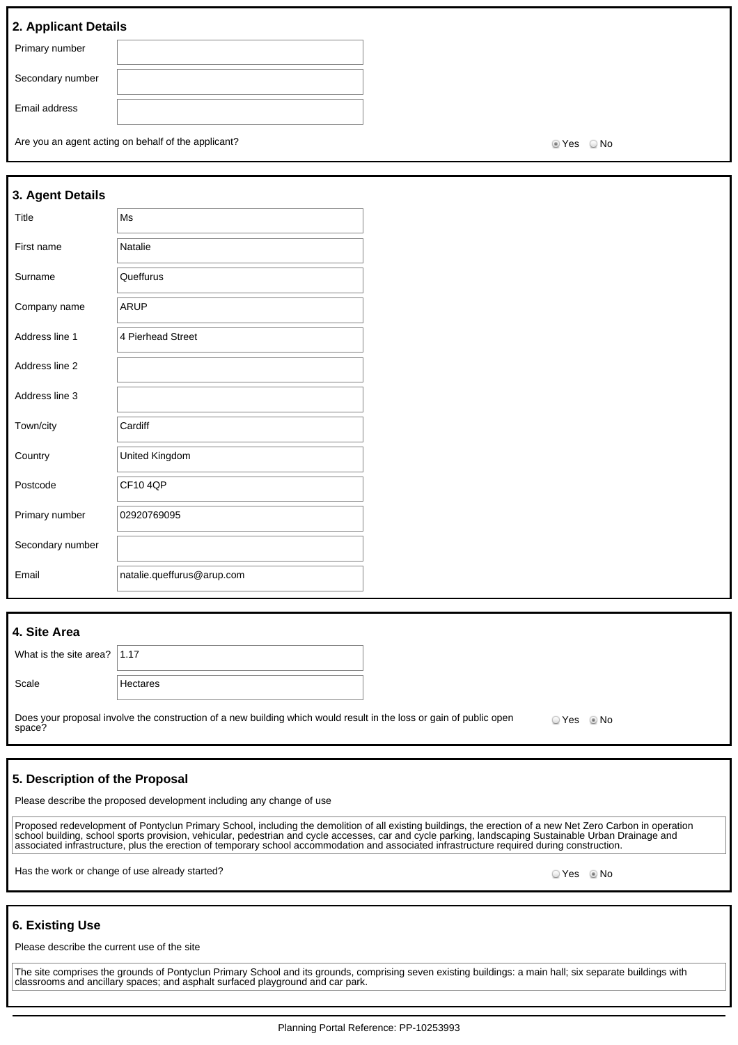## 2. Applicant Details

| | |
|---|---|
| Primary number | |
| Secondary number | |
| Email address | |

Are you an agent acting on behalf of the applicant? ◉ Yes ○ No

## 3. Agent Details

| | |
|---|---|
| Title | Ms |
| First name | Natalie |
| Surname | Queffurus |
| Company name | ARUP |
| Address line 1 | 4 Pierhead Street |
| Address line 2 | |
| Address line 3 | |
| Town/city | Cardiff |
| Country | United Kingdom |
| Postcode | CF10 4QP |
| Primary number | 02920769095 |
| Secondary number | |
| Email | natalie.queffurus@arup.com |

## 4. Site Area

| | |
|---|---|
| What is the site area? | 1.17 |
| Scale | Hectares |

Does your proposal involve the construction of a new building which would result in the loss or gain of public open space? ○ Yes ◉ No

## 5. Description of the Proposal

Please describe the proposed development including any change of use

Proposed redevelopment of Pontyclun Primary School, including the demolition of all existing buildings, the erection of a new Net Zero Carbon in operation school building, school sports provision, vehicular, pedestrian and cycle accesses, car and cycle parking, landscaping Sustainable Urban Drainage and associated infrastructure, plus the erection of temporary school accommodation and associated infrastructure required during construction.

Has the work or change of use already started? ○ Yes ◉ No

## 6. Existing Use

Please describe the current use of the site

The site comprises the grounds of Pontyclun Primary School and its grounds, comprising seven existing buildings: a main hall; six separate buildings with classrooms and ancillary spaces; and asphalt surfaced playground and car park.

Planning Portal Reference: PP-10253993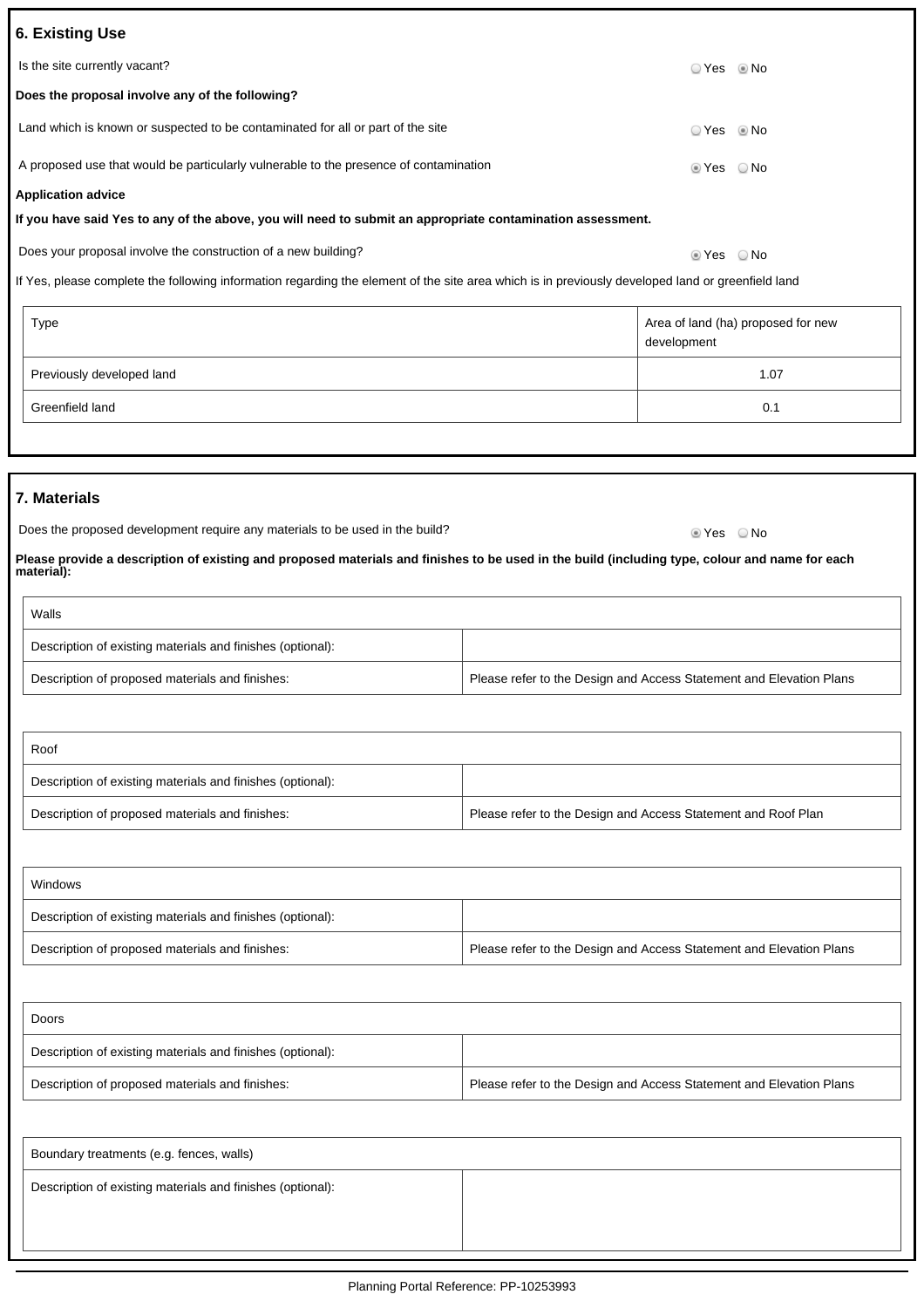## 6. Existing Use

Is the site currently vacant? ○ Yes ◉ No

**Does the proposal involve any of the following?**

Land which is known or suspected to be contaminated for all or part of the site ○ Yes ◉ No

A proposed use that would be particularly vulnerable to the presence of contamination ◉ Yes ○ No

**Application advice**

**If you have said Yes to any of the above, you will need to submit an appropriate contamination assessment.**

Does your proposal involve the construction of a new building? ◉ Yes ○ No

If Yes, please complete the following information regarding the element of the site area which is in previously developed land or greenfield land

| Type | Area of land (ha) proposed for new development |
|---|---|
| Previously developed land | 1.07 |
| Greenfield land | 0.1 |

## 7. Materials

Does the proposed development require any materials to be used in the build? ◉ Yes ○ No

**Please provide a description of existing and proposed materials and finishes to be used in the build (including type, colour and name for each material):**

| Walls | |
|---|---|
| Description of existing materials and finishes (optional): | |
| Description of proposed materials and finishes: | Please refer to the Design and Access Statement and Elevation Plans |

| Roof | |
|---|---|
| Description of existing materials and finishes (optional): | |
| Description of proposed materials and finishes: | Please refer to the Design and Access Statement and Roof Plan |

| Windows | |
|---|---|
| Description of existing materials and finishes (optional): | |
| Description of proposed materials and finishes: | Please refer to the Design and Access Statement and Elevation Plans |

| Doors | |
|---|---|
| Description of existing materials and finishes (optional): | |
| Description of proposed materials and finishes: | Please refer to the Design and Access Statement and Elevation Plans |

| Boundary treatments (e.g. fences, walls) | |
|---|---|
| Description of existing materials and finishes (optional): | |

Planning Portal Reference: PP-10253993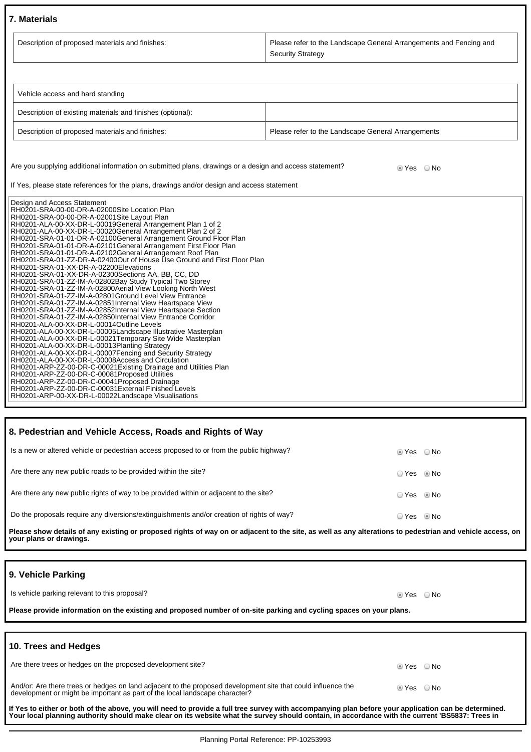## 7. Materials

| Description of proposed materials and finishes: | Please refer to the Landscape General Arrangements and Fencing and Security Strategy |
|---|---|

| Vehicle access and hard standing | |
|---|---|
| Description of existing materials and finishes (optional): | |
| Description of proposed materials and finishes: | Please refer to the Landscape General Arrangements |

Are you supplying additional information on submitted plans, drawings or a design and access statement? ◉ Yes ○ No

If Yes, please state references for the plans, drawings and/or design and access statement

Design and Access Statement
RH0201-SRA-00-00-DR-A-02000Site Location Plan
RH0201-SRA-00-00-DR-A-02001Site Layout Plan
RH0201-ALA-00-XX-DR-L-00019General Arrangement Plan 1 of 2
RH0201-ALA-00-XX-DR-L-00020General Arrangement Plan 2 of 2
RH0201-SRA-01-01-DR-A-02100General Arrangement Ground Floor Plan
RH0201-SRA-01-01-DR-A-02101General Arrangement First Floor Plan
RH0201-SRA-01-01-DR-A-02102General Arrangement Roof Plan
RH0201-SRA-01-ZZ-DR-A-02400Out of House Use Ground and First Floor Plan
RH0201-SRA-01-XX-DR-A-02200Elevations
RH0201-SRA-01-XX-DR-A-02300Sections AA, BB, CC, DD
RH0201-SRA-01-ZZ-IM-A-02802Bay Study Typical Two Storey
RH0201-SRA-01-ZZ-IM-A-02800Aerial View Looking North West
RH0201-SRA-01-ZZ-IM-A-02801Ground Level View Entrance
RH0201-SRA-01-ZZ-IM-A-02851Internal View Heartspace View
RH0201-SRA-01-ZZ-IM-A-02852Internal View Heartspace Section
RH0201-SRA-01-ZZ-IM-A-02850Internal View Entrance Corridor
RH0201-ALA-00-XX-DR-L-00014Outline Levels
RH0201-ALA-00-XX-DR-L-00005Landscape Illustrative Masterplan
RH0201-ALA-00-XX-DR-L-00021Temporary Site Wide Masterplan
RH0201-ALA-00-XX-DR-L-00013Planting Strategy
RH0201-ALA-00-XX-DR-L-00007Fencing and Security Strategy
RH0201-ALA-00-XX-DR-L-00008Access and Circulation
RH0201-ARP-ZZ-00-DR-C-00021Existing Drainage and Utilities Plan
RH0201-ARP-ZZ-00-DR-C-00081Proposed Utilities
RH0201-ARP-ZZ-00-DR-C-00041Proposed Drainage
RH0201-ARP-ZZ-00-DR-C-00031External Finished Levels
RH0201-ARP-00-XX-DR-L-00022Landscape Visualisations

## 8. Pedestrian and Vehicle Access, Roads and Rights of Way

Is a new or altered vehicle or pedestrian access proposed to or from the public highway? ◉ Yes ○ No

Are there any new public roads to be provided within the site? ○ Yes ◉ No

Are there any new public rights of way to be provided within or adjacent to the site? ○ Yes ◉ No

Do the proposals require any diversions/extinguishments and/or creation of rights of way? ○ Yes ◉ No

**Please show details of any existing or proposed rights of way on or adjacent to the site, as well as any alterations to pedestrian and vehicle access, on your plans or drawings.**

## 9. Vehicle Parking

Is vehicle parking relevant to this proposal? ◉ Yes ○ No

**Please provide information on the existing and proposed number of on-site parking and cycling spaces on your plans.**

## 10. Trees and Hedges

Are there trees or hedges on the proposed development site? ◉ Yes ○ No

And/or: Are there trees or hedges on land adjacent to the proposed development site that could influence the development or might be important as part of the local landscape character? ◉ Yes ○ No

**If Yes to either or both of the above, you will need to provide a full tree survey with accompanying plan before your application can be determined. Your local planning authority should make clear on its website what the survey should contain, in accordance with the current 'BS5837: Trees in**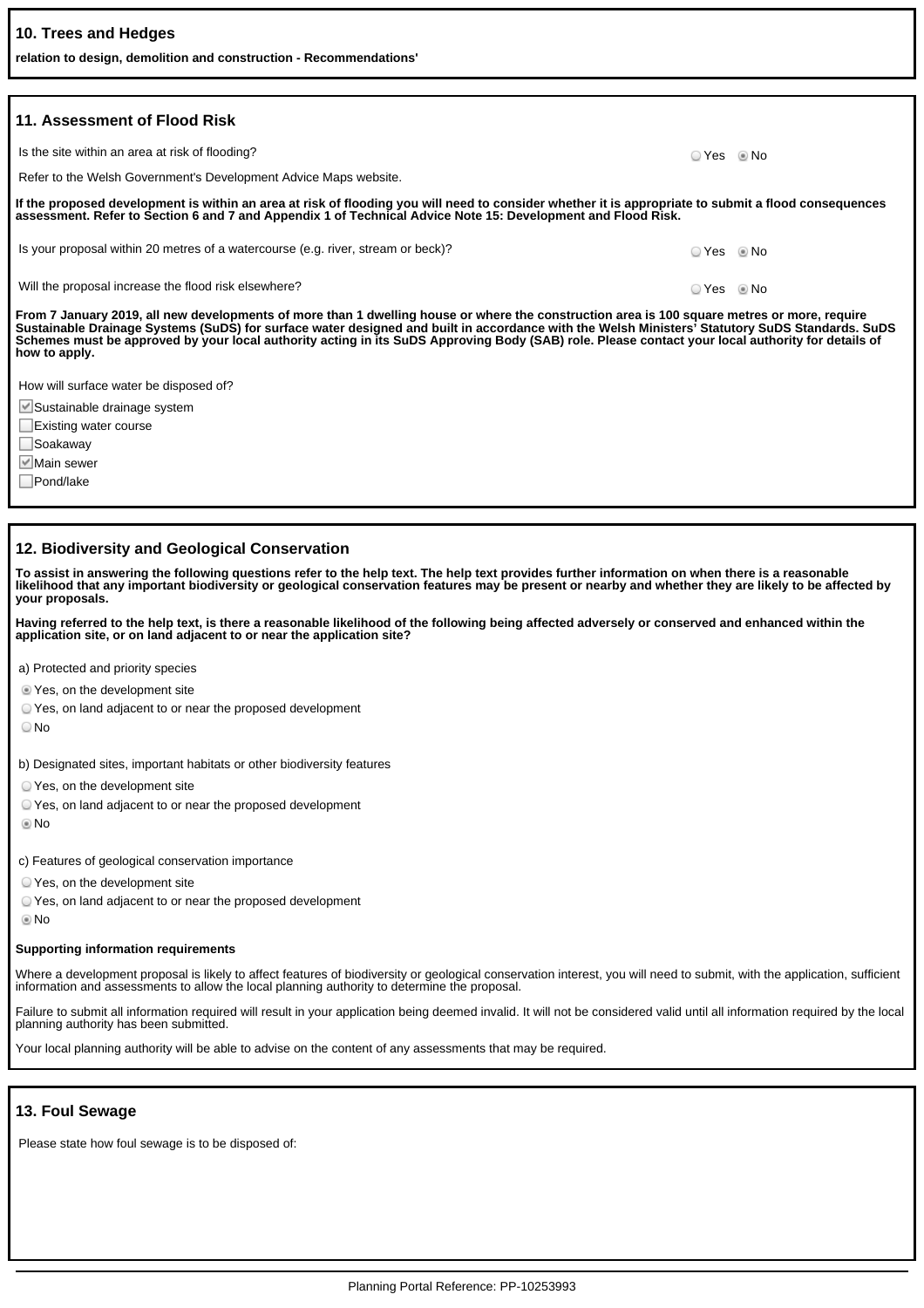## 10. Trees and Hedges

**relation to design, demolition and construction - Recommendations'**

## 11. Assessment of Flood Risk

Is the site within an area at risk of flooding? ○ Yes ◉ No

Refer to the Welsh Government's Development Advice Maps website.

**If the proposed development is within an area at risk of flooding you will need to consider whether it is appropriate to submit a flood consequences assessment. Refer to Section 6 and 7 and Appendix 1 of Technical Advice Note 15: Development and Flood Risk.**

Is your proposal within 20 metres of a watercourse (e.g. river, stream or beck)? ○ Yes ◉ No

Will the proposal increase the flood risk elsewhere? ○ Yes ◉ No

**From 7 January 2019, all new developments of more than 1 dwelling house or where the construction area is 100 square metres or more, require Sustainable Drainage Systems (SuDS) for surface water designed and built in accordance with the Welsh Ministers' Statutory SuDS Standards. SuDS Schemes must be approved by your local authority acting in its SuDS Approving Body (SAB) role. Please contact your local authority for details of how to apply.**

How will surface water be disposed of?

- [x] Sustainable drainage system
- [ ] Existing water course
- [ ] Soakaway
- [x] Main sewer
- [ ] Pond/lake

## 12. Biodiversity and Geological Conservation

**To assist in answering the following questions refer to the help text. The help text provides further information on when there is a reasonable likelihood that any important biodiversity or geological conservation features may be present or nearby and whether they are likely to be affected by your proposals.**

**Having referred to the help text, is there a reasonable likelihood of the following being affected adversely or conserved and enhanced within the application site, or on land adjacent to or near the application site?**

a) Protected and priority species

◉ Yes, on the development site
○ Yes, on land adjacent to or near the proposed development
○ No

b) Designated sites, important habitats or other biodiversity features

○ Yes, on the development site
○ Yes, on land adjacent to or near the proposed development
◉ No

c) Features of geological conservation importance

○ Yes, on the development site
○ Yes, on land adjacent to or near the proposed development
◉ No

**Supporting information requirements**

Where a development proposal is likely to affect features of biodiversity or geological conservation interest, you will need to submit, with the application, sufficient information and assessments to allow the local planning authority to determine the proposal.

Failure to submit all information required will result in your application being deemed invalid. It will not be considered valid until all information required by the local planning authority has been submitted.

Your local planning authority will be able to advise on the content of any assessments that may be required.

## 13. Foul Sewage

Please state how foul sewage is to be disposed of:

Planning Portal Reference: PP-10253993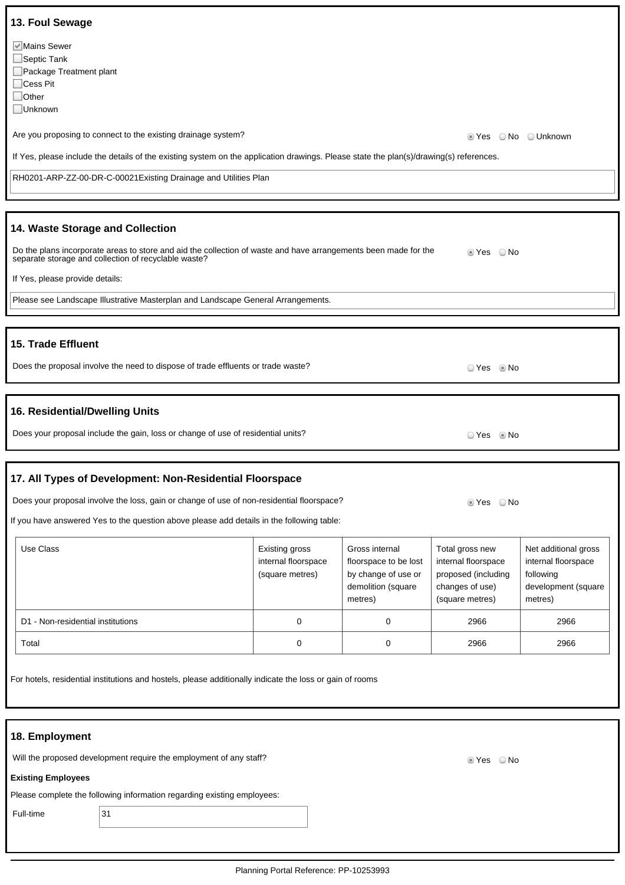## 13. Foul Sewage

- [x] Mains Sewer
- [ ] Septic Tank
- [ ] Package Treatment plant
- [ ] Cess Pit
- [ ] Other
- [ ] Unknown

Are you proposing to connect to the existing drainage system?

◉ Yes ○ No ○ Unknown

If Yes, please include the details of the existing system on the application drawings. Please state the plan(s)/drawing(s) references.

RH0201-ARP-ZZ-00-DR-C-00021Existing Drainage and Utilities Plan

## 14. Waste Storage and Collection

Do the plans incorporate areas to store and aid the collection of waste and have arrangements been made for the separate storage and collection of recyclable waste?

◉ Yes ○ No

If Yes, please provide details:

Please see Landscape Illustrative Masterplan and Landscape General Arrangements.

## 15. Trade Effluent

Does the proposal involve the need to dispose of trade effluents or trade waste?

○ Yes ◉ No

## 16. Residential/Dwelling Units

Does your proposal include the gain, loss or change of use of residential units?

○ Yes ◉ No

## 17. All Types of Development: Non-Residential Floorspace

Does your proposal involve the loss, gain or change of use of non-residential floorspace?

◉ Yes ○ No

If you have answered Yes to the question above please add details in the following table:

| Use Class | Existing gross internal floorspace (square metres) | Gross internal floorspace to be lost by change of use or demolition (square metres) | Total gross new internal floorspace proposed (including changes of use) (square metres) | Net additional gross internal floorspace following development (square metres) |
|---|---|---|---|---|
| D1 - Non-residential institutions | 0 | 0 | 2966 | 2966 |
| Total | 0 | 0 | 2966 | 2966 |

For hotels, residential institutions and hostels, please additionally indicate the loss or gain of rooms

## 18. Employment

Will the proposed development require the employment of any staff?

◉ Yes ○ No

**Existing Employees**

Please complete the following information regarding existing employees:

Full-time: 31

Planning Portal Reference: PP-10253993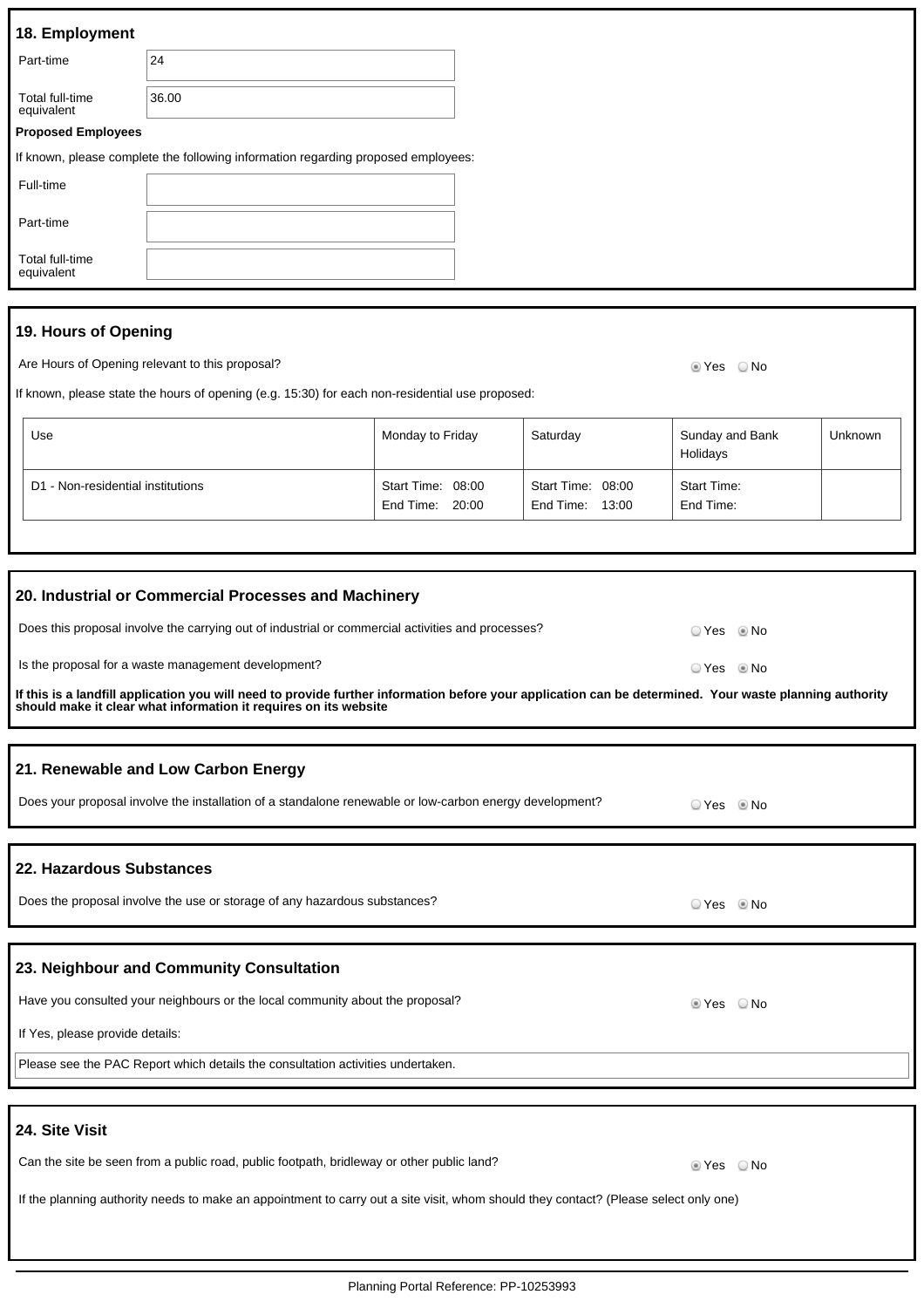## 18. Employment

| | |
|---|---|
| Part-time | 24 |
| Total full-time equivalent | 36.00 |

**Proposed Employees**

If known, please complete the following information regarding proposed employees:

| | |
|---|---|
| Full-time | |
| Part-time | |
| Total full-time equivalent | |

## 19. Hours of Opening

Are Hours of Opening relevant to this proposal? ◉ Yes ○ No

If known, please state the hours of opening (e.g. 15:30) for each non-residential use proposed:

| Use | Monday to Friday | Saturday | Sunday and Bank Holidays | Unknown |
|---|---|---|---|---|
| D1 - Non-residential institutions | Start Time: 08:00<br>End Time: 20:00 | Start Time: 08:00<br>End Time: 13:00 | Start Time:<br>End Time: | |

## 20. Industrial or Commercial Processes and Machinery

Does this proposal involve the carrying out of industrial or commercial activities and processes? ○ Yes ◉ No

Is the proposal for a waste management development? ○ Yes ◉ No

**If this is a landfill application you will need to provide further information before your application can be determined. Your waste planning authority should make it clear what information it requires on its website**

## 21. Renewable and Low Carbon Energy

Does your proposal involve the installation of a standalone renewable or low-carbon energy development? ○ Yes ◉ No

## 22. Hazardous Substances

Does the proposal involve the use or storage of any hazardous substances? ○ Yes ◉ No

## 23. Neighbour and Community Consultation

Have you consulted your neighbours or the local community about the proposal? ◉ Yes ○ No

If Yes, please provide details:

Please see the PAC Report which details the consultation activities undertaken.

## 24. Site Visit

Can the site be seen from a public road, public footpath, bridleway or other public land? ◉ Yes ○ No

If the planning authority needs to make an appointment to carry out a site visit, whom should they contact? (Please select only one)

Planning Portal Reference: PP-10253993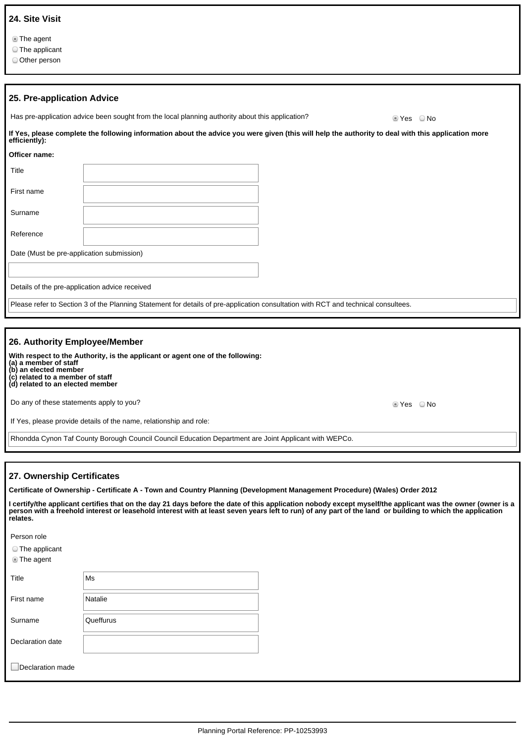## 24. Site Visit

- (selected) The agent
- The applicant
- Other person

## 25. Pre-application Advice

Has pre-application advice been sought from the local planning authority about this application? **Yes** (selected) / No

**If Yes, please complete the following information about the advice you were given (this will help the authority to deal with this application more efficiently):**

**Officer name:**

| | |
|---|---|
| Title | |
| First name | |
| Surname | |
| Reference | |

Date (Must be pre-application submission)

Details of the pre-application advice received

Please refer to Section 3 of the Planning Statement for details of pre-application consultation with RCT and technical consultees.

## 26. Authority Employee/Member

**With respect to the Authority, is the applicant or agent one of the following:**
**(a) a member of staff**
**(b) an elected member**
**(c) related to a member of staff**
**(d) related to an elected member**

Do any of these statements apply to you? **Yes** (selected) / No

If Yes, please provide details of the name, relationship and role:

Rhondda Cynon Taf County Borough Council Council Education Department are Joint Applicant with WEPCo.

## 27. Ownership Certificates

**Certificate of Ownership - Certificate A - Town and Country Planning (Development Management Procedure) (Wales) Order 2012**

**I certify/the applicant certifies that on the day 21 days before the date of this application nobody except myself/the applicant was the owner (owner is a person with a freehold interest or leasehold interest with at least seven years left to run) of any part of the land or building to which the application relates.**

Person role

- The applicant
- (selected) The agent

| | |
|---|---|
| Title | Ms |
| First name | Natalie |
| Surname | Queffurus |
| Declaration date | |

☐ Declaration made

Planning Portal Reference: PP-10253993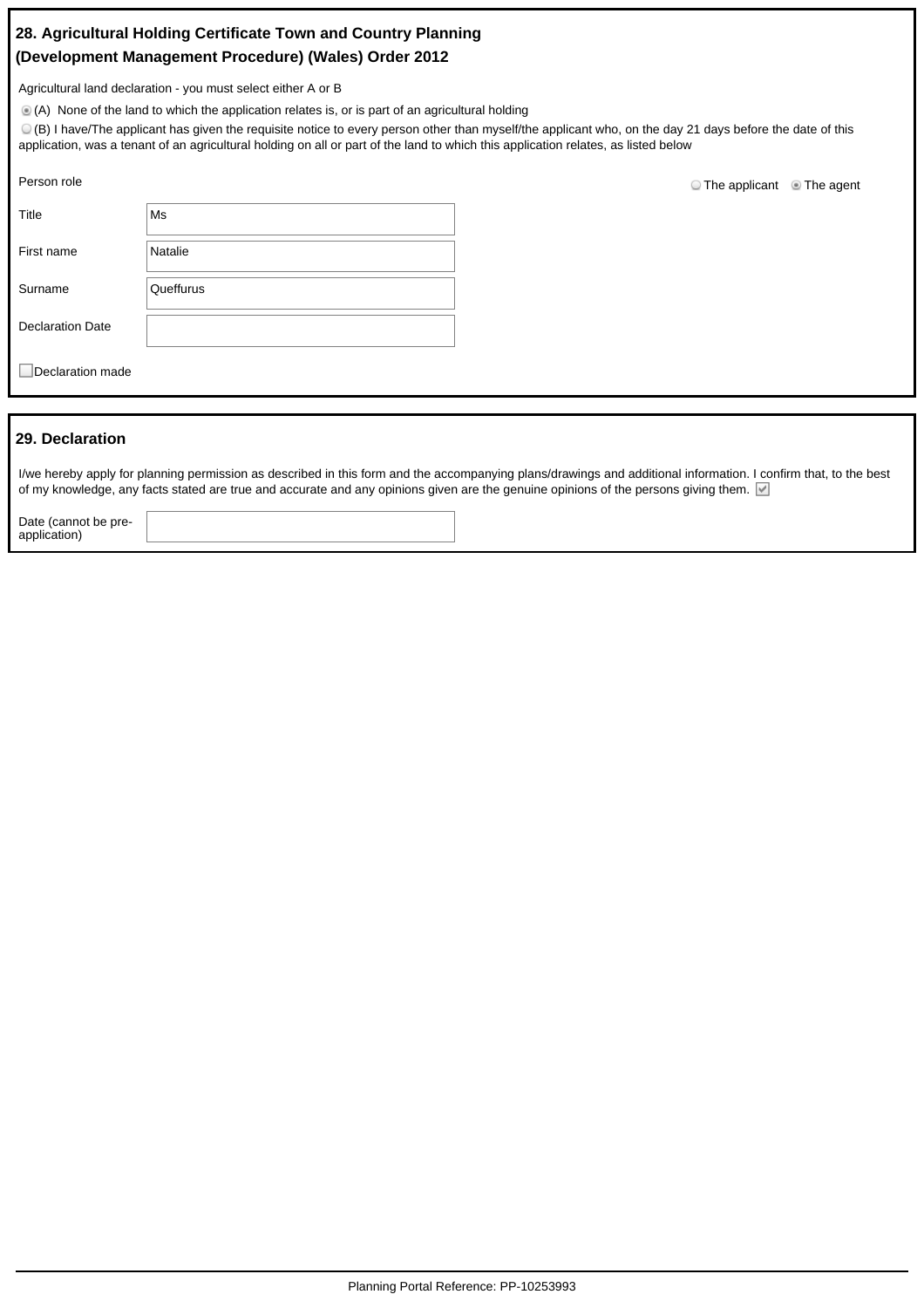## 28. Agricultural Holding Certificate Town and Country Planning (Development Management Procedure) (Wales) Order 2012

Agricultural land declaration - you must select either A or B

- [x] (A) None of the land to which the application relates is, or is part of an agricultural holding
- [ ] (B) I have/The applicant has given the requisite notice to every person other than myself/the applicant who, on the day 21 days before the date of this application, was a tenant of an agricultural holding on all or part of the land to which this application relates, as listed below

Person role: ( ) The applicant (•) The agent

| | |
|---|---|
| Title | Ms |
| First name | Natalie |
| Surname | Queffurus |
| Declaration Date | |

- [ ] Declaration made

## 29. Declaration

I/we hereby apply for planning permission as described in this form and the accompanying plans/drawings and additional information. I confirm that, to the best of my knowledge, any facts stated are true and accurate and any opinions given are the genuine opinions of the persons giving them. [x]

| | |
|---|---|
| Date (cannot be pre-application) | |

Planning Portal Reference: PP-10253993